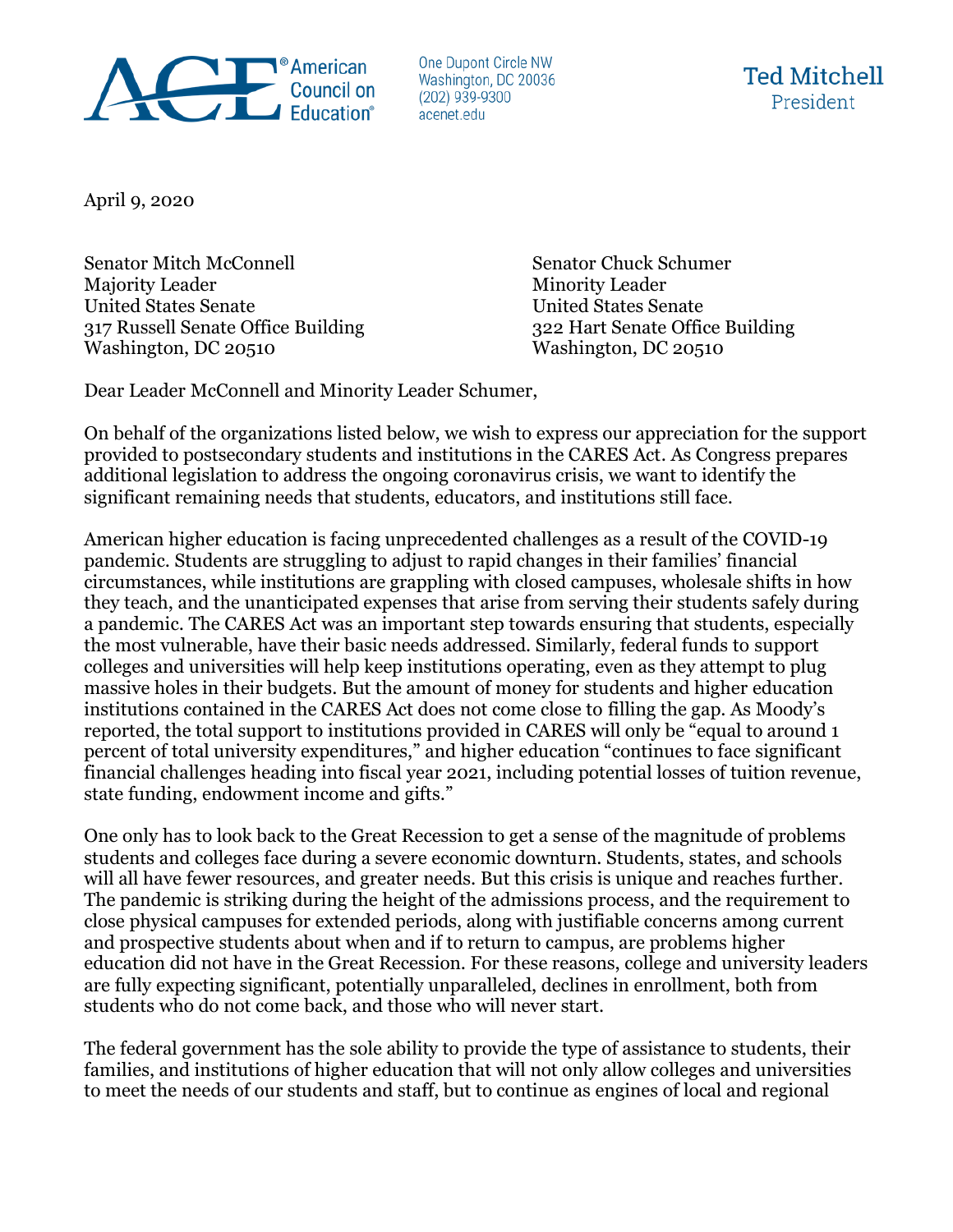American Council on Education®

One Dupont Circle NW
Washington, DC 20036
(202) 939-9300
acenet.edu

Ted Mitchell
President

April 9, 2020

Senator Mitch McConnell
Majority Leader
United States Senate
317 Russell Senate Office Building
Washington, DC 20510

Senator Chuck Schumer
Minority Leader
United States Senate
322 Hart Senate Office Building
Washington, DC 20510

Dear Leader McConnell and Minority Leader Schumer,

On behalf of the organizations listed below, we wish to express our appreciation for the support provided to postsecondary students and institutions in the CARES Act. As Congress prepares additional legislation to address the ongoing coronavirus crisis, we want to identify the significant remaining needs that students, educators, and institutions still face.

American higher education is facing unprecedented challenges as a result of the COVID-19 pandemic. Students are struggling to adjust to rapid changes in their families' financial circumstances, while institutions are grappling with closed campuses, wholesale shifts in how they teach, and the unanticipated expenses that arise from serving their students safely during a pandemic. The CARES Act was an important step towards ensuring that students, especially the most vulnerable, have their basic needs addressed. Similarly, federal funds to support colleges and universities will help keep institutions operating, even as they attempt to plug massive holes in their budgets. But the amount of money for students and higher education institutions contained in the CARES Act does not come close to filling the gap. As Moody's reported, the total support to institutions provided in CARES will only be "equal to around 1 percent of total university expenditures," and higher education "continues to face significant financial challenges heading into fiscal year 2021, including potential losses of tuition revenue, state funding, endowment income and gifts."

One only has to look back to the Great Recession to get a sense of the magnitude of problems students and colleges face during a severe economic downturn. Students, states, and schools will all have fewer resources, and greater needs. But this crisis is unique and reaches further. The pandemic is striking during the height of the admissions process, and the requirement to close physical campuses for extended periods, along with justifiable concerns among current and prospective students about when and if to return to campus, are problems higher education did not have in the Great Recession. For these reasons, college and university leaders are fully expecting significant, potentially unparalleled, declines in enrollment, both from students who do not come back, and those who will never start.

The federal government has the sole ability to provide the type of assistance to students, their families, and institutions of higher education that will not only allow colleges and universities to meet the needs of our students and staff, but to continue as engines of local and regional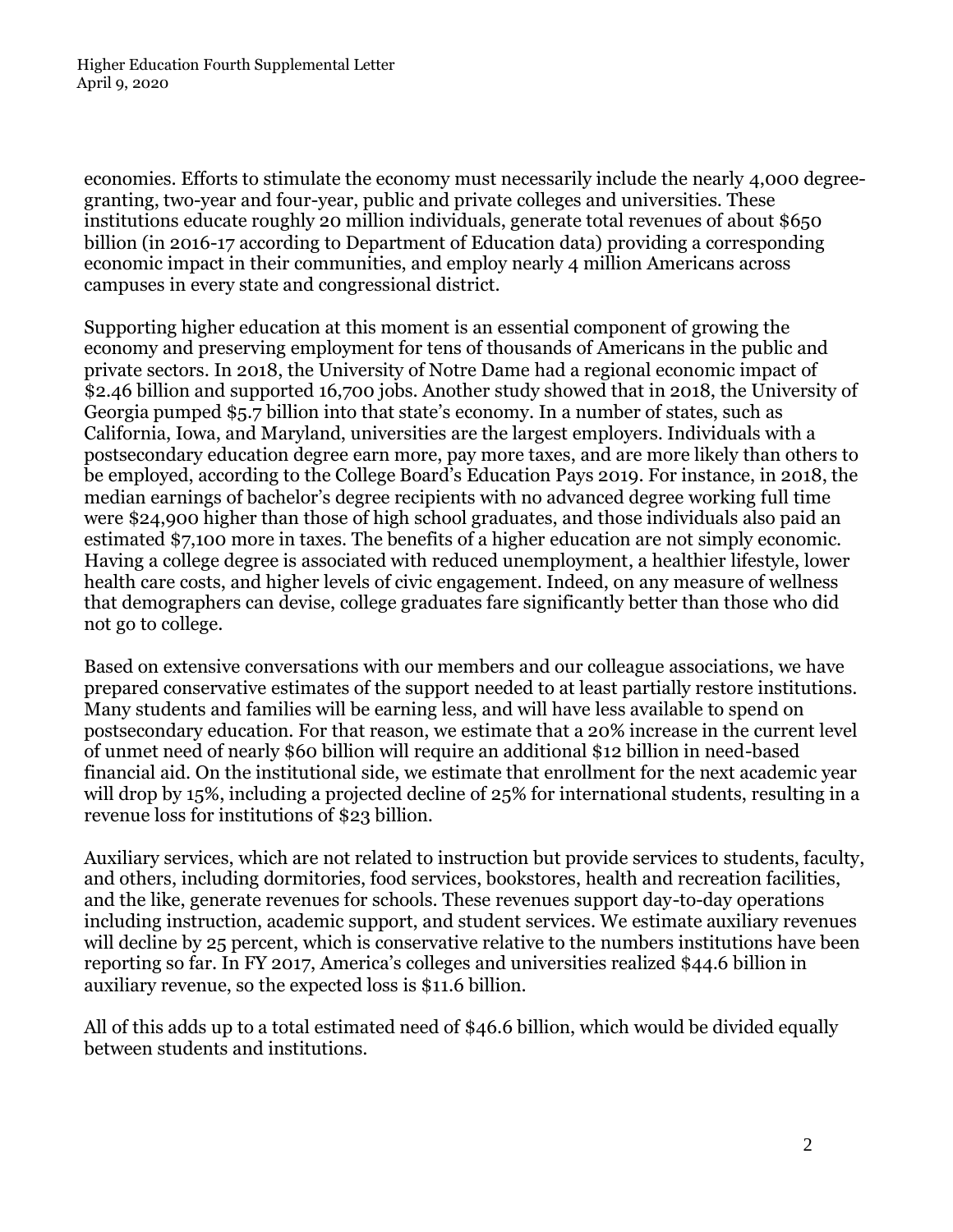economies. Efforts to stimulate the economy must necessarily include the nearly 4,000 degree-granting, two-year and four-year, public and private colleges and universities. These institutions educate roughly 20 million individuals, generate total revenues of about $650 billion (in 2016-17 according to Department of Education data) providing a corresponding economic impact in their communities, and employ nearly 4 million Americans across campuses in every state and congressional district.

Supporting higher education at this moment is an essential component of growing the economy and preserving employment for tens of thousands of Americans in the public and private sectors. In 2018, the University of Notre Dame had a regional economic impact of $2.46 billion and supported 16,700 jobs. Another study showed that in 2018, the University of Georgia pumped $5.7 billion into that state's economy. In a number of states, such as California, Iowa, and Maryland, universities are the largest employers. Individuals with a postsecondary education degree earn more, pay more taxes, and are more likely than others to be employed, according to the College Board's Education Pays 2019. For instance, in 2018, the median earnings of bachelor's degree recipients with no advanced degree working full time were $24,900 higher than those of high school graduates, and those individuals also paid an estimated $7,100 more in taxes. The benefits of a higher education are not simply economic. Having a college degree is associated with reduced unemployment, a healthier lifestyle, lower health care costs, and higher levels of civic engagement. Indeed, on any measure of wellness that demographers can devise, college graduates fare significantly better than those who did not go to college.

Based on extensive conversations with our members and our colleague associations, we have prepared conservative estimates of the support needed to at least partially restore institutions. Many students and families will be earning less, and will have less available to spend on postsecondary education. For that reason, we estimate that a 20% increase in the current level of unmet need of nearly $60 billion will require an additional $12 billion in need-based financial aid. On the institutional side, we estimate that enrollment for the next academic year will drop by 15%, including a projected decline of 25% for international students, resulting in a revenue loss for institutions of $23 billion.

Auxiliary services, which are not related to instruction but provide services to students, faculty, and others, including dormitories, food services, bookstores, health and recreation facilities, and the like, generate revenues for schools. These revenues support day-to-day operations including instruction, academic support, and student services. We estimate auxiliary revenues will decline by 25 percent, which is conservative relative to the numbers institutions have been reporting so far. In FY 2017, America's colleges and universities realized $44.6 billion in auxiliary revenue, so the expected loss is $11.6 billion.

All of this adds up to a total estimated need of $46.6 billion, which would be divided equally between students and institutions.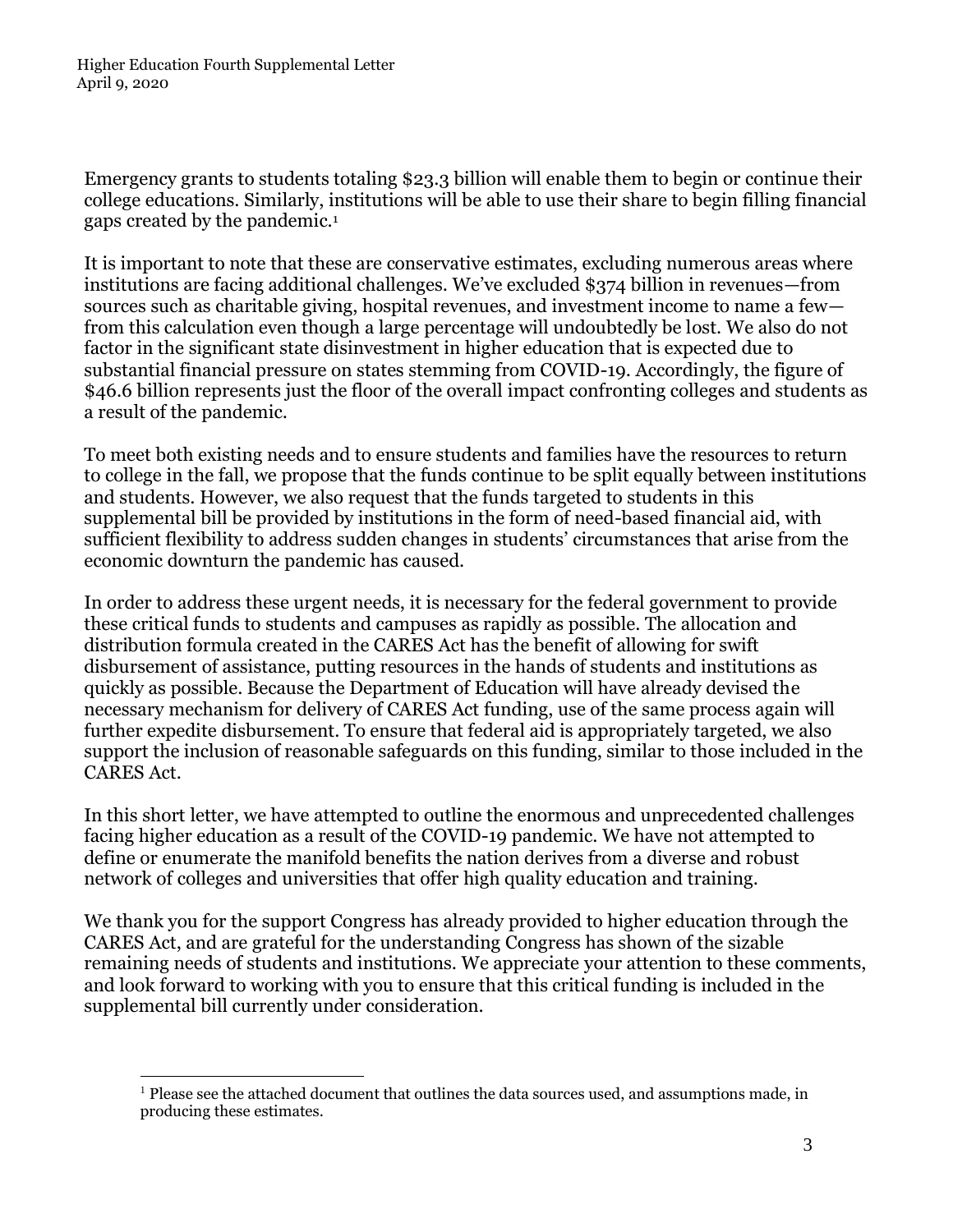Emergency grants to students totaling $23.3 billion will enable them to begin or continue their college educations. Similarly, institutions will be able to use their share to begin filling financial gaps created by the pandemic.[1]

It is important to note that these are conservative estimates, excluding numerous areas where institutions are facing additional challenges. We've excluded $374 billion in revenues—from sources such as charitable giving, hospital revenues, and investment income to name a few—from this calculation even though a large percentage will undoubtedly be lost. We also do not factor in the significant state disinvestment in higher education that is expected due to substantial financial pressure on states stemming from COVID-19. Accordingly, the figure of $46.6 billion represents just the floor of the overall impact confronting colleges and students as a result of the pandemic.

To meet both existing needs and to ensure students and families have the resources to return to college in the fall, we propose that the funds continue to be split equally between institutions and students. However, we also request that the funds targeted to students in this supplemental bill be provided by institutions in the form of need-based financial aid, with sufficient flexibility to address sudden changes in students' circumstances that arise from the economic downturn the pandemic has caused.

In order to address these urgent needs, it is necessary for the federal government to provide these critical funds to students and campuses as rapidly as possible. The allocation and distribution formula created in the CARES Act has the benefit of allowing for swift disbursement of assistance, putting resources in the hands of students and institutions as quickly as possible. Because the Department of Education will have already devised the necessary mechanism for delivery of CARES Act funding, use of the same process again will further expedite disbursement. To ensure that federal aid is appropriately targeted, we also support the inclusion of reasonable safeguards on this funding, similar to those included in the CARES Act.

In this short letter, we have attempted to outline the enormous and unprecedented challenges facing higher education as a result of the COVID-19 pandemic. We have not attempted to define or enumerate the manifold benefits the nation derives from a diverse and robust network of colleges and universities that offer high quality education and training.

We thank you for the support Congress has already provided to higher education through the CARES Act, and are grateful for the understanding Congress has shown of the sizable remaining needs of students and institutions. We appreciate your attention to these comments, and look forward to working with you to ensure that this critical funding is included in the supplemental bill currently under consideration.

[1] Please see the attached document that outlines the data sources used, and assumptions made, in producing these estimates.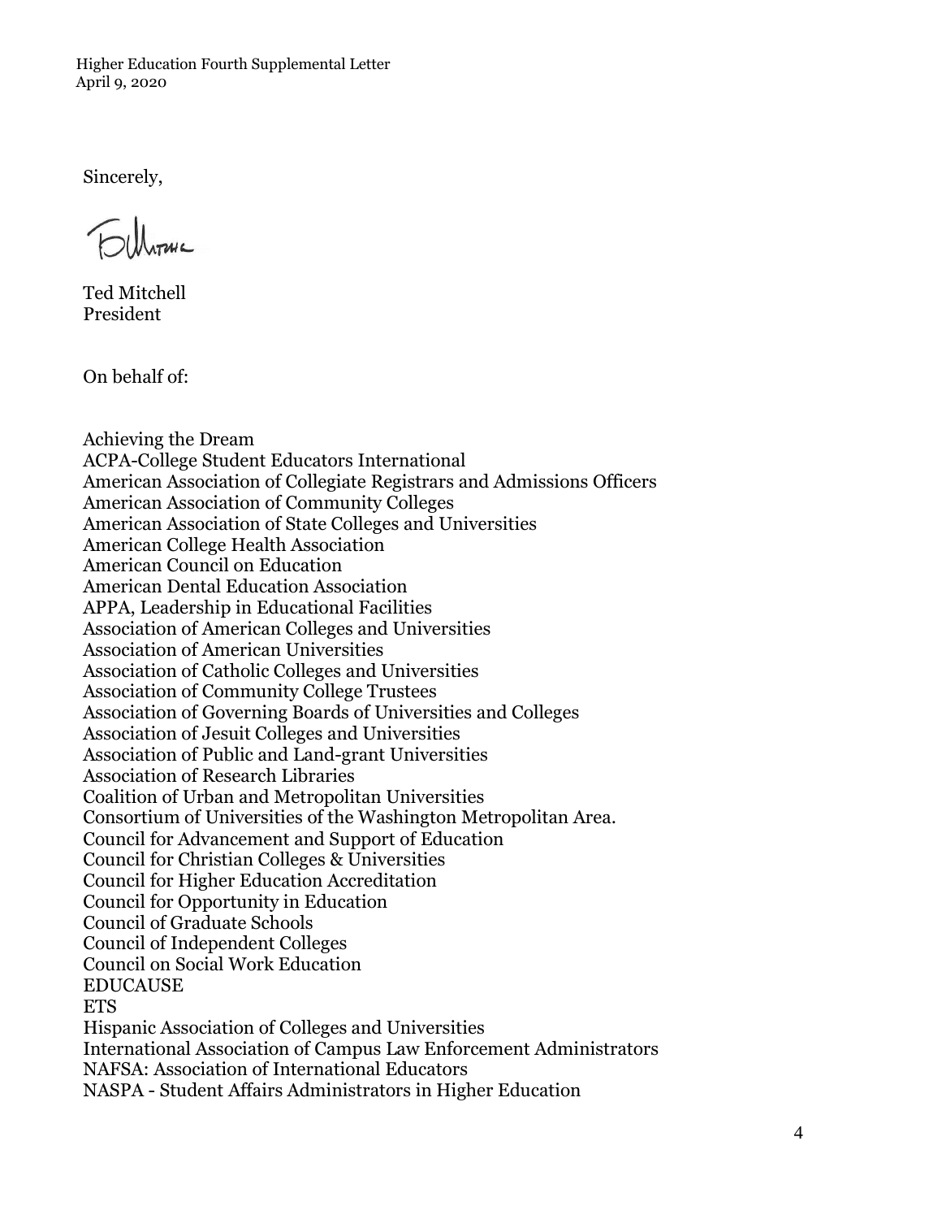Sincerely,

Ted Mitchell
President

On behalf of:

Achieving the Dream
ACPA-College Student Educators International
American Association of Collegiate Registrars and Admissions Officers
American Association of Community Colleges
American Association of State Colleges and Universities
American College Health Association
American Council on Education
American Dental Education Association
APPA, Leadership in Educational Facilities
Association of American Colleges and Universities
Association of American Universities
Association of Catholic Colleges and Universities
Association of Community College Trustees
Association of Governing Boards of Universities and Colleges
Association of Jesuit Colleges and Universities
Association of Public and Land-grant Universities
Association of Research Libraries
Coalition of Urban and Metropolitan Universities
Consortium of Universities of the Washington Metropolitan Area.
Council for Advancement and Support of Education
Council for Christian Colleges & Universities
Council for Higher Education Accreditation
Council for Opportunity in Education
Council of Graduate Schools
Council of Independent Colleges
Council on Social Work Education
EDUCAUSE
ETS
Hispanic Association of Colleges and Universities
International Association of Campus Law Enforcement Administrators
NAFSA: Association of International Educators
NASPA - Student Affairs Administrators in Higher Education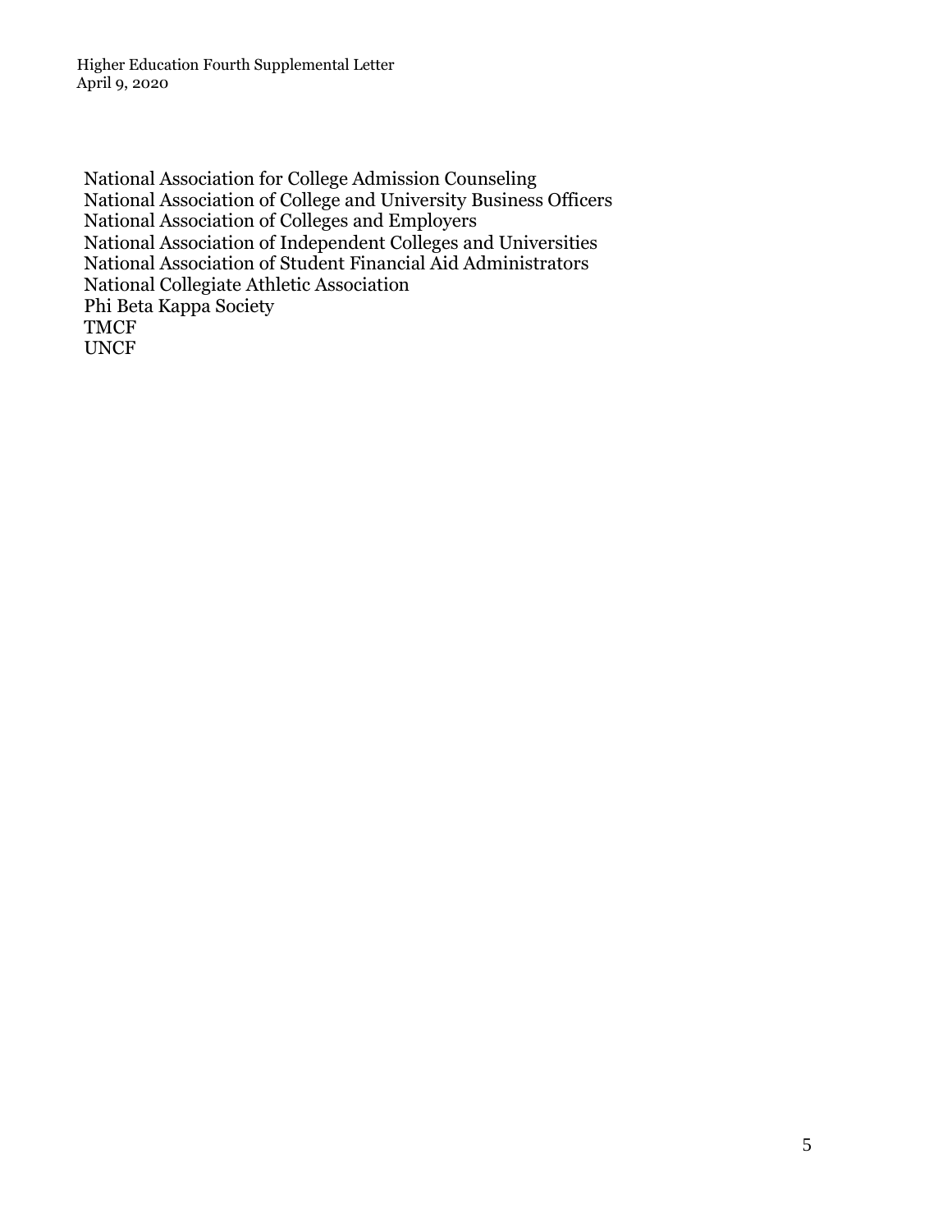National Association for College Admission Counseling
National Association of College and University Business Officers
National Association of Colleges and Employers
National Association of Independent Colleges and Universities
National Association of Student Financial Aid Administrators
National Collegiate Athletic Association
Phi Beta Kappa Society
TMCF
UNCF